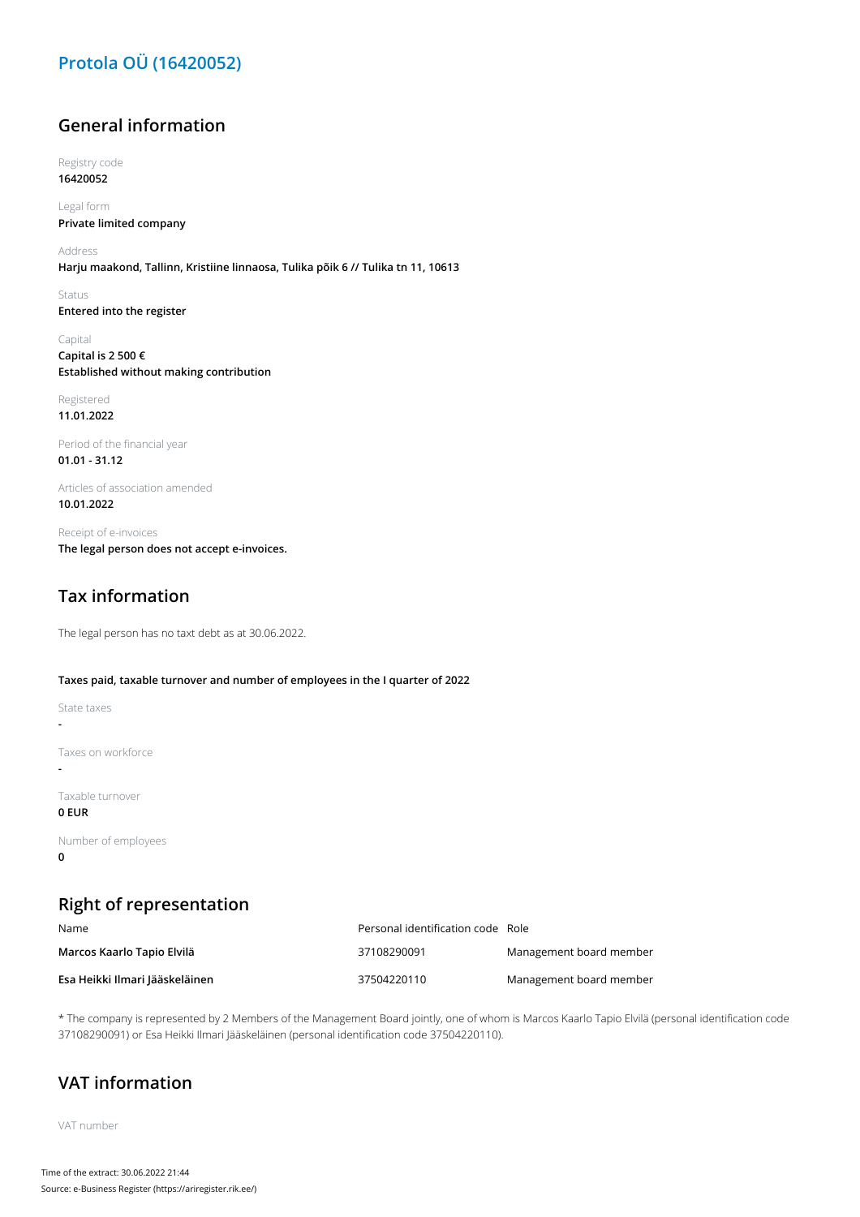# Protola OÜ (16420052)

## General information

Registry code
**16420052**

Legal form
**Private limited company**

Address
**Harju maakond, Tallinn, Kristiine linnaosa, Tulika põik 6 // Tulika tn 11, 10613**

Status
**Entered into the register**

Capital
**Capital is 2 500 €**
**Established without making contribution**

Registered
**11.01.2022**

Period of the financial year
**01.01 - 31.12**

Articles of association amended
**10.01.2022**

Receipt of e-invoices
**The legal person does not accept e-invoices.**

## Tax information

The legal person has no taxt debt as at 30.06.2022.

**Taxes paid, taxable turnover and number of employees in the I quarter of 2022**

State taxes
**-**

Taxes on workforce
**-**

Taxable turnover
**0 EUR**

Number of employees
**0**

## Right of representation

| Name | Personal identification code | Role |
|---|---|---|
| **Marcos Kaarlo Tapio Elvilä** | 37108290091 | Management board member |
| **Esa Heikki Ilmari Jääskeläinen** | 37504220110 | Management board member |

* The company is represented by 2 Members of the Management Board jointly, one of whom is Marcos Kaarlo Tapio Elvilä (personal identification code 37108290091) or Esa Heikki Ilmari Jääskeläinen (personal identification code 37504220110).

## VAT information

VAT number

Time of the extract: 30.06.2022 21:44
Source: e-Business Register (https://ariregister.rik.ee/)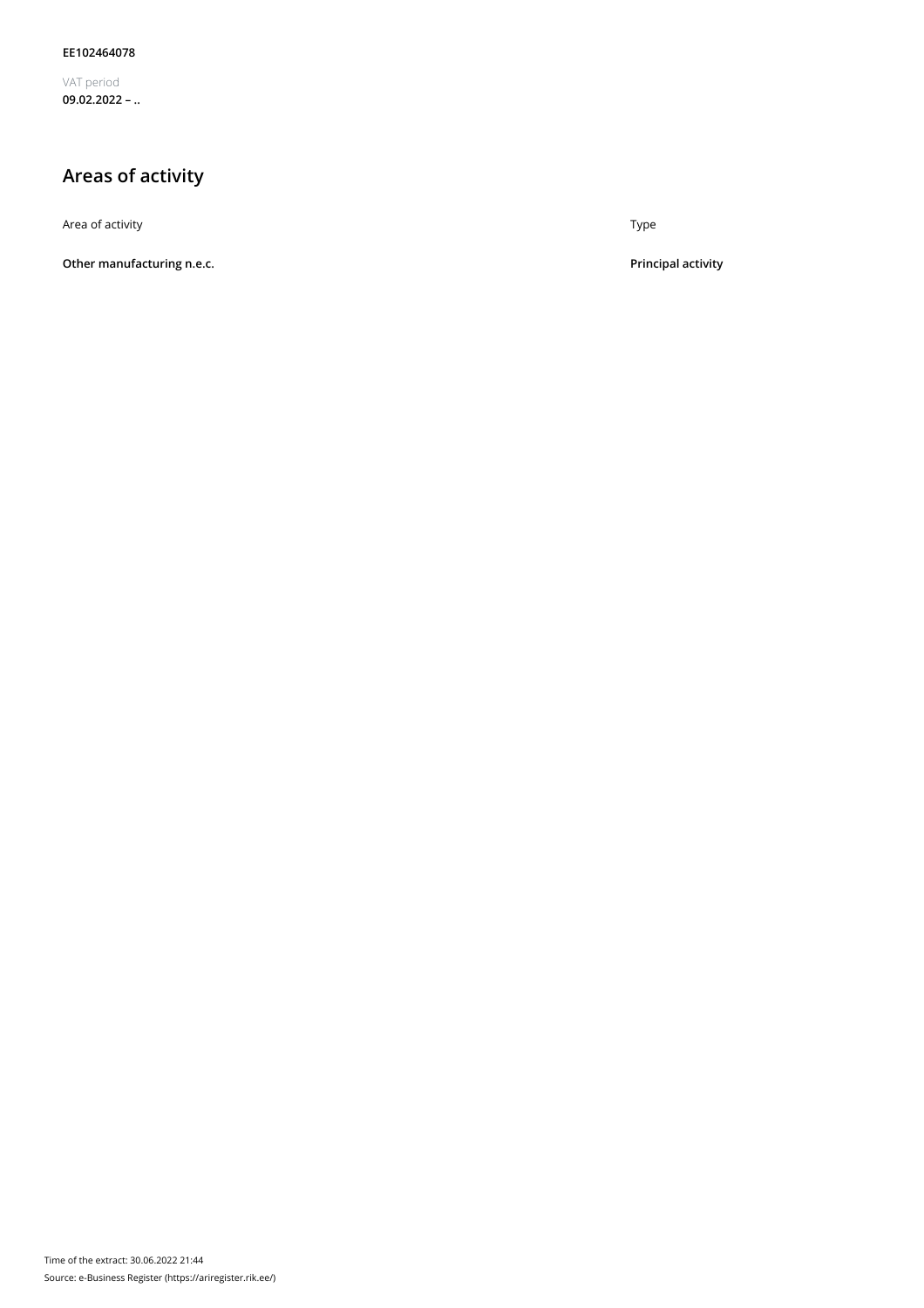**EE102464078**

VAT period
**09.02.2022 – ..**

## Areas of activity

| Area of activity | Type |
| --- | --- |
| **Other manufacturing n.e.c.** | **Principal activity** |

Time of the extract: 30.06.2022 21:44
Source: e-Business Register (https://ariregister.rik.ee/)